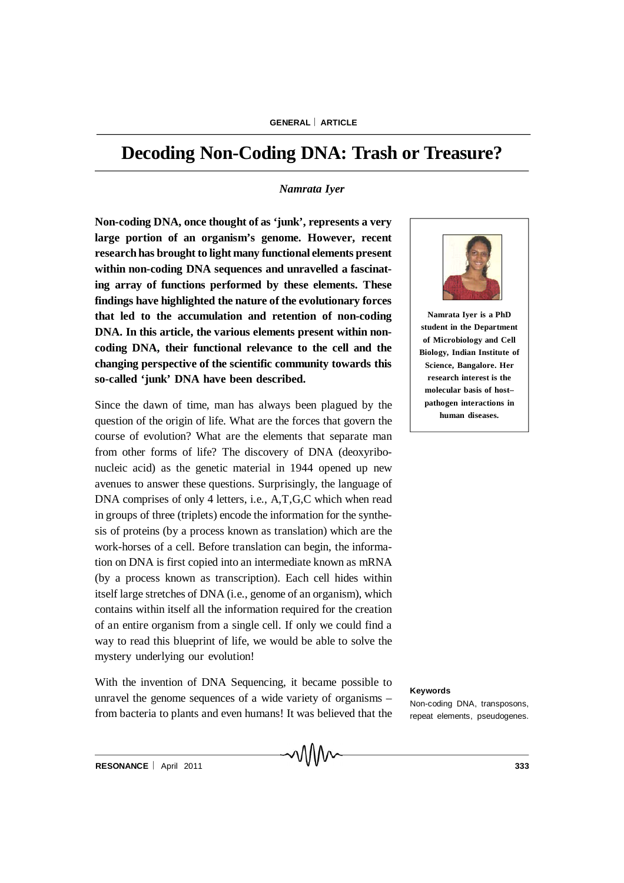# Decoding Non-Coding DNA: Trash or Treasure?

*Namrata Iyer*

**Non-coding DNA, once thought of as 'junk', represents a very large portion of an organism's genome. However, recent research has brought to light many functional elements present within non-coding DNA sequences and unravelled a fascinating array of functions performed by these elements. These findings have highlighted the nature of the evolutionary forces that led to the accumulation and retention of non-coding DNA. In this article, the various elements present within non-coding DNA, their functional relevance to the cell and the changing perspective of the scientific community towards this so-called 'junk' DNA have been described.**

**Namrata Iyer is a PhD student in the Department of Microbiology and Cell Biology, Indian Institute of Science, Bangalore. Her research interest is the molecular basis of host–pathogen interactions in human diseases.**

Since the dawn of time, man has always been plagued by the question of the origin of life. What are the forces that govern the course of evolution? What are the elements that separate man from other forms of life? The discovery of DNA (deoxyribonucleic acid) as the genetic material in 1944 opened up new avenues to answer these questions. Surprisingly, the language of DNA comprises of only 4 letters, i.e., A,T,G,C which when read in groups of three (triplets) encode the information for the synthesis of proteins (by a process known as translation) which are the work-horses of a cell. Before translation can begin, the information on DNA is first copied into an intermediate known as mRNA (by a process known as transcription). Each cell hides within itself large stretches of DNA (i.e., genome of an organism), which contains within itself all the information required for the creation of an entire organism from a single cell. If only we could find a way to read this blueprint of life, we would be able to solve the mystery underlying our evolution!

With the invention of DNA Sequencing, it became possible to unravel the genome sequences of a wide variety of organisms – from bacteria to plants and even humans! It was believed that the

**Keywords**

Non-coding DNA, transposons, repeat elements, pseudogenes.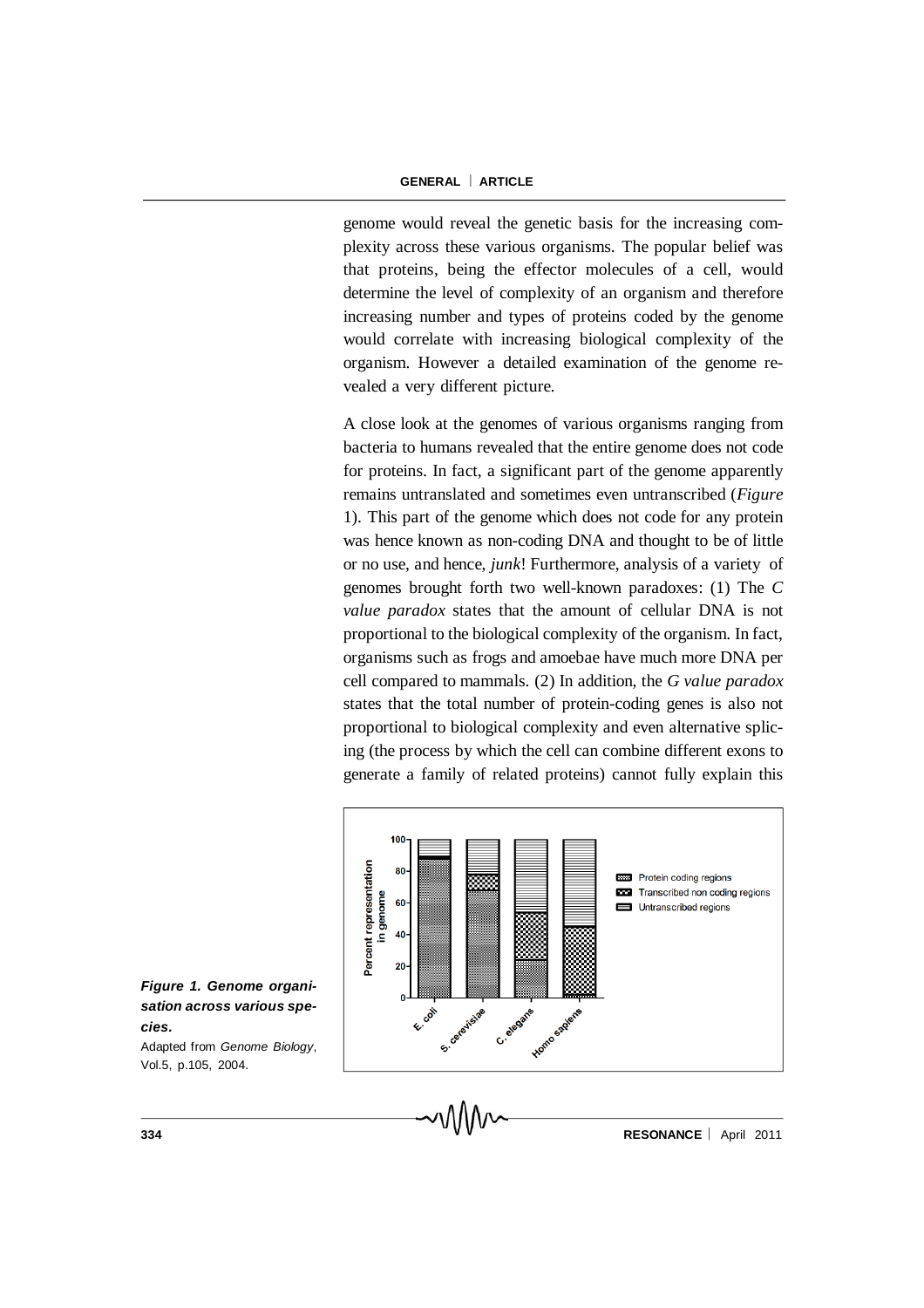genome would reveal the genetic basis for the increasing complexity across these various organisms. The popular belief was that proteins, being the effector molecules of a cell, would determine the level of complexity of an organism and therefore increasing number and types of proteins coded by the genome would correlate with increasing biological complexity of the organism. However a detailed examination of the genome revealed a very different picture.

A close look at the genomes of various organisms ranging from bacteria to humans revealed that the entire genome does not code for proteins. In fact, a significant part of the genome apparently remains untranslated and sometimes even untranscribed (*Figure* 1). This part of the genome which does not code for any protein was hence known as non-coding DNA and thought to be of little or no use, and hence, *junk*! Furthermore, analysis of a variety of genomes brought forth two well-known paradoxes: (1) The *C value paradox* states that the amount of cellular DNA is not proportional to the biological complexity of the organism. In fact, organisms such as frogs and amoebae have much more DNA per cell compared to mammals. (2) In addition, the *G value paradox* states that the total number of protein-coding genes is also not proportional to biological complexity and even alternative splicing (the process by which the cell can combine different exons to generate a family of related proteins) cannot fully explain this

***Figure 1. Genome organisation across various species.***

Adapted from *Genome Biology*, Vol.5, p.105, 2004.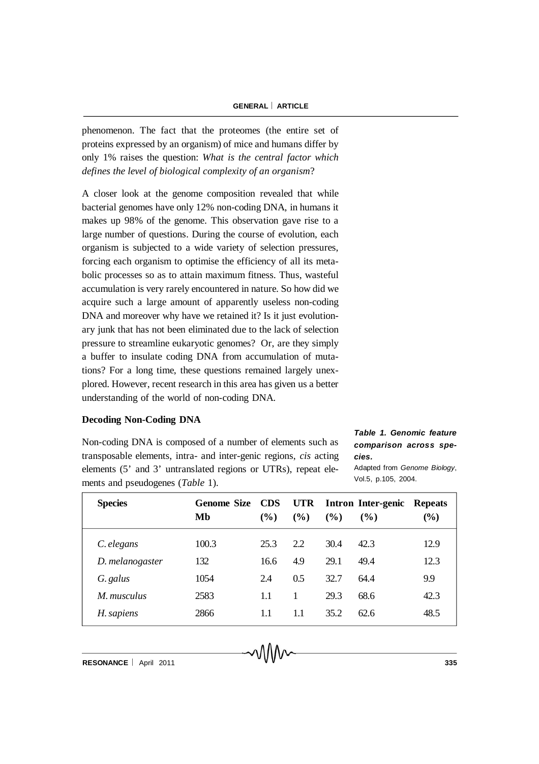phenomenon. The fact that the proteomes (the entire set of proteins expressed by an organism) of mice and humans differ by only 1% raises the question: *What is the central factor which defines the level of biological complexity of an organism*?

A closer look at the genome composition revealed that while bacterial genomes have only 12% non-coding DNA, in humans it makes up 98% of the genome. This observation gave rise to a large number of questions. During the course of evolution, each organism is subjected to a wide variety of selection pressures, forcing each organism to optimise the efficiency of all its metabolic processes so as to attain maximum fitness. Thus, wasteful accumulation is very rarely encountered in nature. So how did we acquire such a large amount of apparently useless non-coding DNA and moreover why have we retained it? Is it just evolutionary junk that has not been eliminated due to the lack of selection pressure to streamline eukaryotic genomes? Or, are they simply a buffer to insulate coding DNA from accumulation of mutations? For a long time, these questions remained largely unexplored. However, recent research in this area has given us a better understanding of the world of non-coding DNA.

## Decoding Non-Coding DNA

Non-coding DNA is composed of a number of elements such as transposable elements, intra- and inter-genic regions, *cis* acting elements (5' and 3' untranslated regions or UTRs), repeat elements and pseudogenes (*Table* 1).

***Table 1. Genomic feature comparison across species.***
Adapted from *Genome Biology*, Vol.5, p.105, 2004.

| Species | Genome Size Mb | CDS (%) | UTR (%) | Intron (%) | Inter-genic (%) | Repeats (%) |
|---|---|---|---|---|---|---|
| *C. elegans* | 100.3 | 25.3 | 2.2 | 30.4 | 42.3 | 12.9 |
| *D. melanogaster* | 132 | 16.6 | 4.9 | 29.1 | 49.4 | 12.3 |
| *G. galus* | 1054 | 2.4 | 0.5 | 32.7 | 64.4 | 9.9 |
| *M. musculus* | 2583 | 1.1 | 1 | 29.3 | 68.6 | 42.3 |
| *H. sapiens* | 2866 | 1.1 | 1.1 | 35.2 | 62.6 | 48.5 |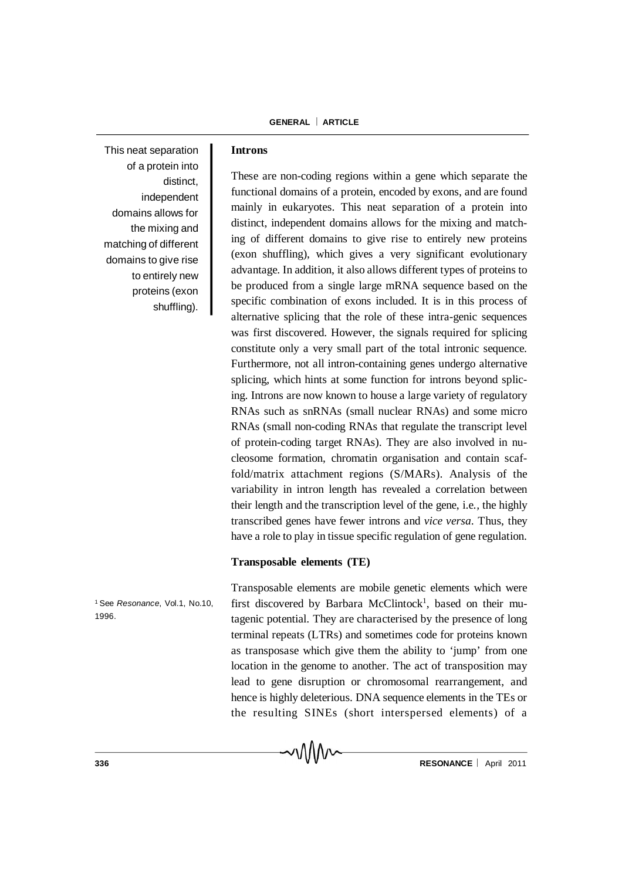This neat separation of a protein into distinct, independent domains allows for the mixing and matching of different domains to give rise to entirely new proteins (exon shuffling).

**Introns**

These are non-coding regions within a gene which separate the functional domains of a protein, encoded by exons, and are found mainly in eukaryotes. This neat separation of a protein into distinct, independent domains allows for the mixing and matching of different domains to give rise to entirely new proteins (exon shuffling), which gives a very significant evolutionary advantage. In addition, it also allows different types of proteins to be produced from a single large mRNA sequence based on the specific combination of exons included. It is in this process of alternative splicing that the role of these intra-genic sequences was first discovered. However, the signals required for splicing constitute only a very small part of the total intronic sequence. Furthermore, not all intron-containing genes undergo alternative splicing, which hints at some function for introns beyond splicing. Introns are now known to house a large variety of regulatory RNAs such as snRNAs (small nuclear RNAs) and some micro RNAs (small non-coding RNAs that regulate the transcript level of protein-coding target RNAs). They are also involved in nucleosome formation, chromatin organisation and contain scaffold/matrix attachment regions (S/MARs). Analysis of the variability in intron length has revealed a correlation between their length and the transcription level of the gene, i.e., the highly transcribed genes have fewer introns and *vice versa*. Thus, they have a role to play in tissue specific regulation of gene regulation.

**Transposable elements (TE)**

Transposable elements are mobile genetic elements which were first discovered by Barbara McClintock[1], based on their mutagenic potential. They are characterised by the presence of long terminal repeats (LTRs) and sometimes code for proteins known as transposase which give them the ability to 'jump' from one location in the genome to another. The act of transposition may lead to gene disruption or chromosomal rearrangement, and hence is highly deleterious. DNA sequence elements in the TEs or the resulting SINEs (short interspersed elements) of a

[1] See *Resonance*, Vol.1, No.10, 1996.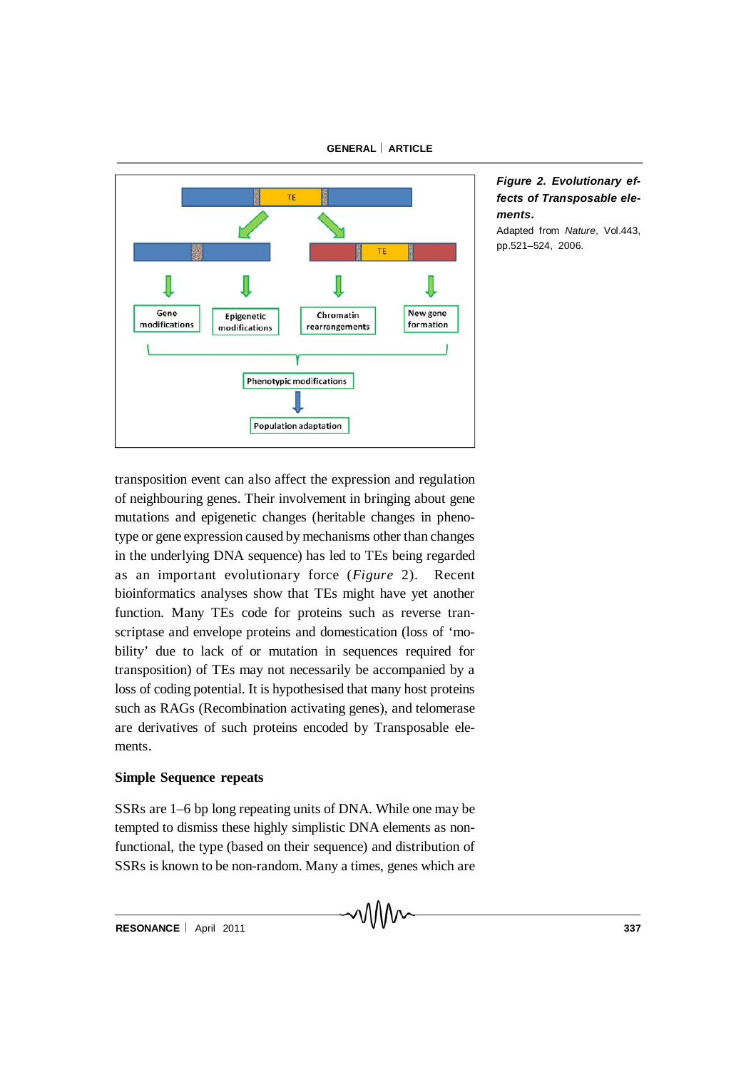*Figure 2. Evolutionary effects of Transposable elements.*

Adapted from *Nature*, Vol.443, pp.521–524, 2006.

transposition event can also affect the expression and regulation of neighbouring genes. Their involvement in bringing about gene mutations and epigenetic changes (heritable changes in phenotype or gene expression caused by mechanisms other than changes in the underlying DNA sequence) has led to TEs being regarded as an important evolutionary force (*Figure* 2). Recent bioinformatics analyses show that TEs might have yet another function. Many TEs code for proteins such as reverse transcriptase and envelope proteins and domestication (loss of 'mobility' due to lack of or mutation in sequences required for transposition) of TEs may not necessarily be accompanied by a loss of coding potential. It is hypothesised that many host proteins such as RAGs (Recombination activating genes), and telomerase are derivatives of such proteins encoded by Transposable elements.

### Simple Sequence repeats

SSRs are 1–6 bp long repeating units of DNA. While one may be tempted to dismiss these highly simplistic DNA elements as non-functional, the type (based on their sequence) and distribution of SSRs is known to be non-random. Many a times, genes which are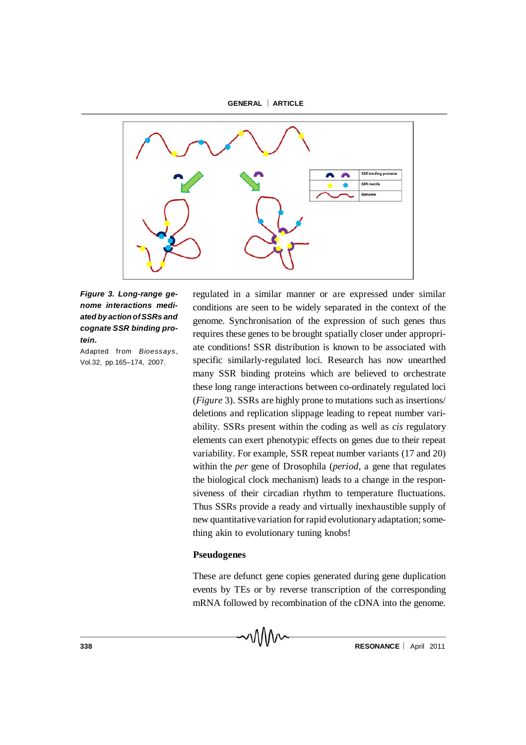*Figure 3. Long-range genome interactions mediated by action of SSRs and cognate SSR binding protein.*

Adapted from *Bioessays*, Vol.32, pp.165–174, 2007.

regulated in a similar manner or are expressed under similar conditions are seen to be widely separated in the context of the genome. Synchronisation of the expression of such genes thus requires these genes to be brought spatially closer under appropriate conditions! SSR distribution is known to be associated with specific similarly-regulated loci. Research has now unearthed many SSR binding proteins which are believed to orchestrate these long range interactions between co-ordinately regulated loci (*Figure* 3). SSRs are highly prone to mutations such as insertions/deletions and replication slippage leading to repeat number variability. SSRs present within the coding as well as *cis* regulatory elements can exert phenotypic effects on genes due to their repeat variability. For example, SSR repeat number variants (17 and 20) within the *per* gene of Drosophila (*period*, a gene that regulates the biological clock mechanism) leads to a change in the responsiveness of their circadian rhythm to temperature fluctuations. Thus SSRs provide a ready and virtually inexhaustible supply of new quantitative variation for rapid evolutionary adaptation; something akin to evolutionary tuning knobs!

### Pseudogenes

These are defunct gene copies generated during gene duplication events by TEs or by reverse transcription of the corresponding mRNA followed by recombination of the cDNA into the genome.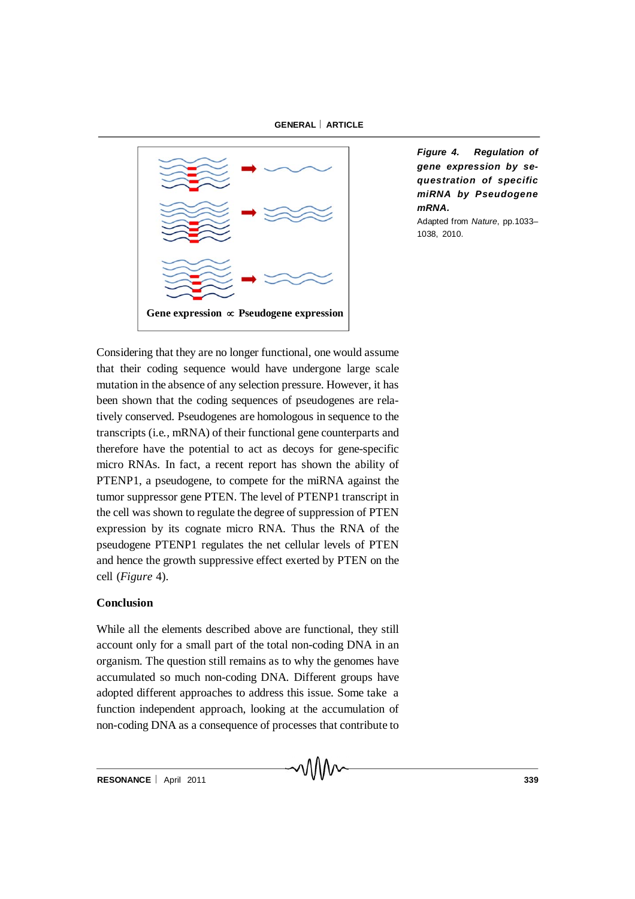Gene expression ∝ Pseudogene expression

***Figure 4. Regulation of gene expression by sequestration of specific miRNA by Pseudogene mRNA.***

Adapted from *Nature*, pp.1033–1038, 2010.

Considering that they are no longer functional, one would assume that their coding sequence would have undergone large scale mutation in the absence of any selection pressure. However, it has been shown that the coding sequences of pseudogenes are relatively conserved. Pseudogenes are homologous in sequence to the transcripts (i.e., mRNA) of their functional gene counterparts and therefore have the potential to act as decoys for gene-specific micro RNAs. In fact, a recent report has shown the ability of PTENP1, a pseudogene, to compete for the miRNA against the tumor suppressor gene PTEN. The level of PTENP1 transcript in the cell was shown to regulate the degree of suppression of PTEN expression by its cognate micro RNA. Thus the RNA of the pseudogene PTENP1 regulates the net cellular levels of PTEN and hence the growth suppressive effect exerted by PTEN on the cell (*Figure* 4).

## Conclusion

While all the elements described above are functional, they still account only for a small part of the total non-coding DNA in an organism. The question still remains as to why the genomes have accumulated so much non-coding DNA. Different groups have adopted different approaches to address this issue. Some take a function independent approach, looking at the accumulation of non-coding DNA as a consequence of processes that contribute to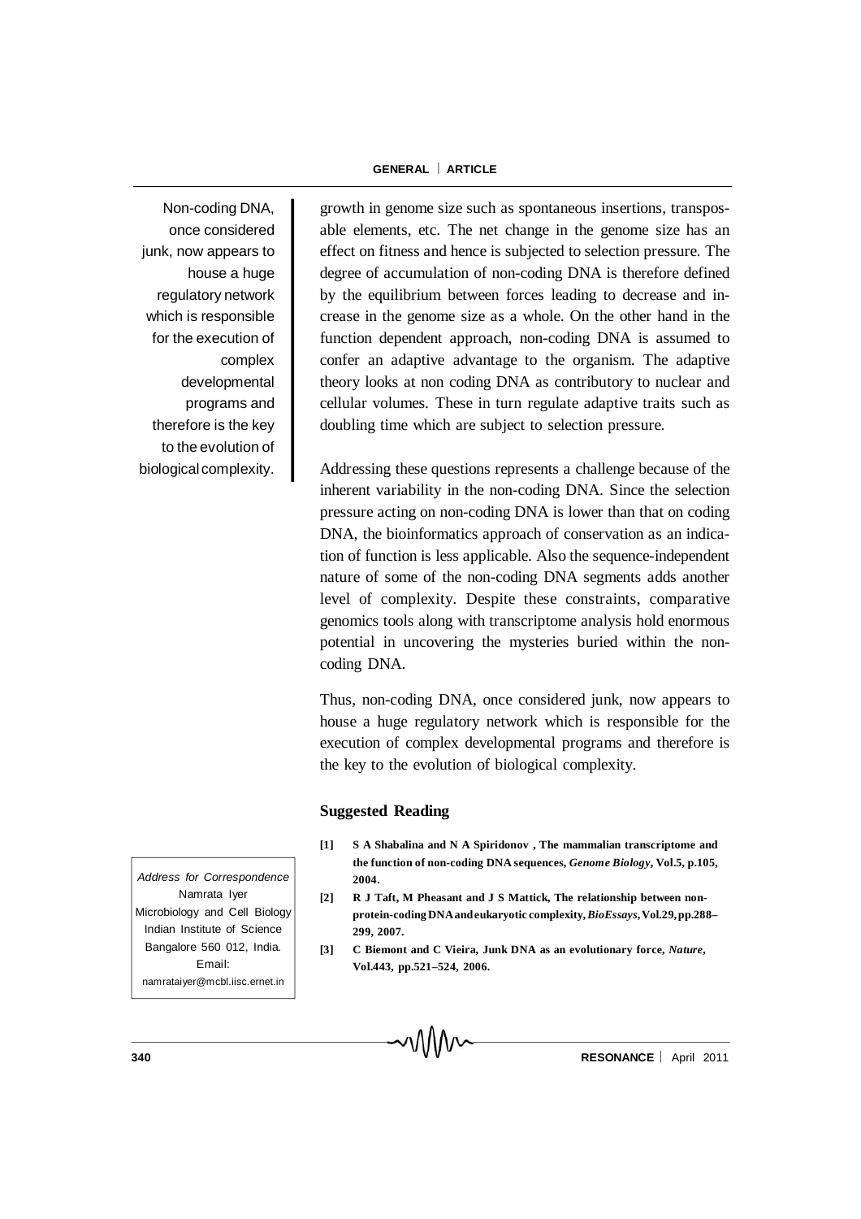growth in genome size such as spontaneous insertions, transposable elements, etc. The net change in the genome size has an effect on fitness and hence is subjected to selection pressure. The degree of accumulation of non-coding DNA is therefore defined by the equilibrium between forces leading to decrease and increase in the genome size as a whole. On the other hand in the function dependent approach, non-coding DNA is assumed to confer an adaptive advantage to the organism. The adaptive theory looks at non coding DNA as contributory to nuclear and cellular volumes. These in turn regulate adaptive traits such as doubling time which are subject to selection pressure.

Non-coding DNA, once considered junk, now appears to house a huge regulatory network which is responsible for the execution of complex developmental programs and therefore is the key to the evolution of biological complexity.

Addressing these questions represents a challenge because of the inherent variability in the non-coding DNA. Since the selection pressure acting on non-coding DNA is lower than that on coding DNA, the bioinformatics approach of conservation as an indication of function is less applicable. Also the sequence-independent nature of some of the non-coding DNA segments adds another level of complexity. Despite these constraints, comparative genomics tools along with transcriptome analysis hold enormous potential in uncovering the mysteries buried within the non-coding DNA.

Thus, non-coding DNA, once considered junk, now appears to house a huge regulatory network which is responsible for the execution of complex developmental programs and therefore is the key to the evolution of biological complexity.

## Suggested Reading

**[1] S A Shabalina and N A Spiridonov , The mammalian transcriptome and the function of non-coding DNA sequences, *Genome Biology*, Vol.5, p.105, 2004.**

**[2] R J Taft, M Pheasant and J S Mattick, The relationship between non-protein-coding DNA and eukaryotic complexity, *BioEssays*, Vol.29, pp.288–299, 2007.**

**[3] C Biemont and C Vieira, Junk DNA as an evolutionary force, *Nature*, Vol.443, pp.521–524, 2006.**

*Address for Correspondence*
Namrata Iyer
Microbiology and Cell Biology
Indian Institute of Science
Bangalore 560 012, India.
Email:
namrataiyer@mcbl.iisc.ernet.in